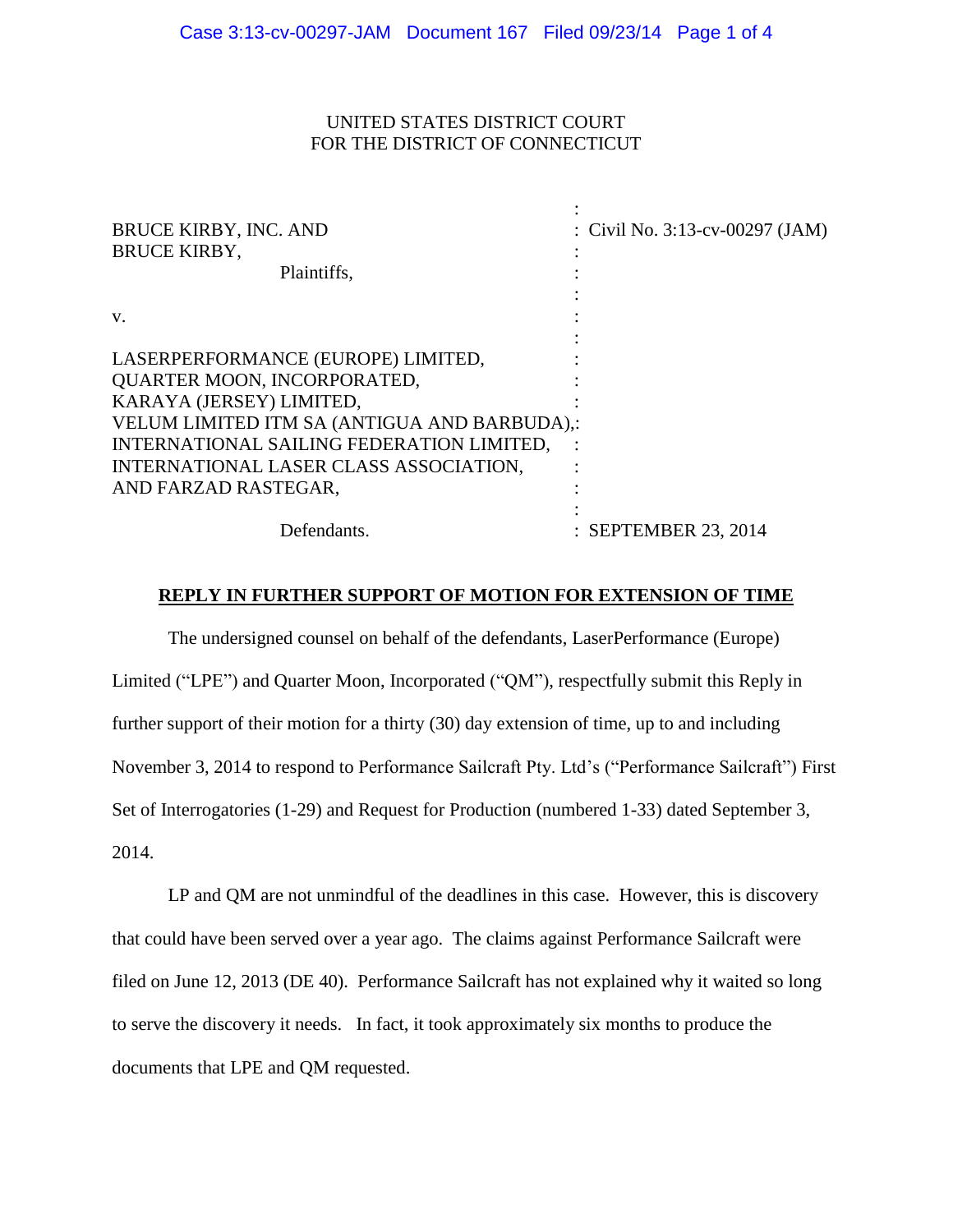UNITED STATES DISTRICT COURT
FOR THE DISTRICT OF CONNECTICUT

| | |
|---|---|
| BRUCE KIRBY, INC. AND BRUCE KIRBY, Plaintiffs, | Civil No. 3:13-cv-00297 (JAM) |
| v. | |
| LASERPERFORMANCE (EUROPE) LIMITED, QUARTER MOON, INCORPORATED, KARAYA (JERSEY) LIMITED, VELUM LIMITED ITM SA (ANTIGUA AND BARBUDA), INTERNATIONAL SAILING FEDERATION LIMITED, INTERNATIONAL LASER CLASS ASSOCIATION, AND FARZAD RASTEGAR, Defendants. | SEPTEMBER 23, 2014 |

**REPLY IN FURTHER SUPPORT OF MOTION FOR EXTENSION OF TIME**

The undersigned counsel on behalf of the defendants, LaserPerformance (Europe) Limited ("LPE") and Quarter Moon, Incorporated ("QM"), respectfully submit this Reply in further support of their motion for a thirty (30) day extension of time, up to and including November 3, 2014 to respond to Performance Sailcraft Pty. Ltd's ("Performance Sailcraft") First Set of Interrogatories (1-29) and Request for Production (numbered 1-33) dated September 3, 2014.

LP and QM are not unmindful of the deadlines in this case. However, this is discovery that could have been served over a year ago. The claims against Performance Sailcraft were filed on June 12, 2013 (DE 40). Performance Sailcraft has not explained why it waited so long to serve the discovery it needs. In fact, it took approximately six months to produce the documents that LPE and QM requested.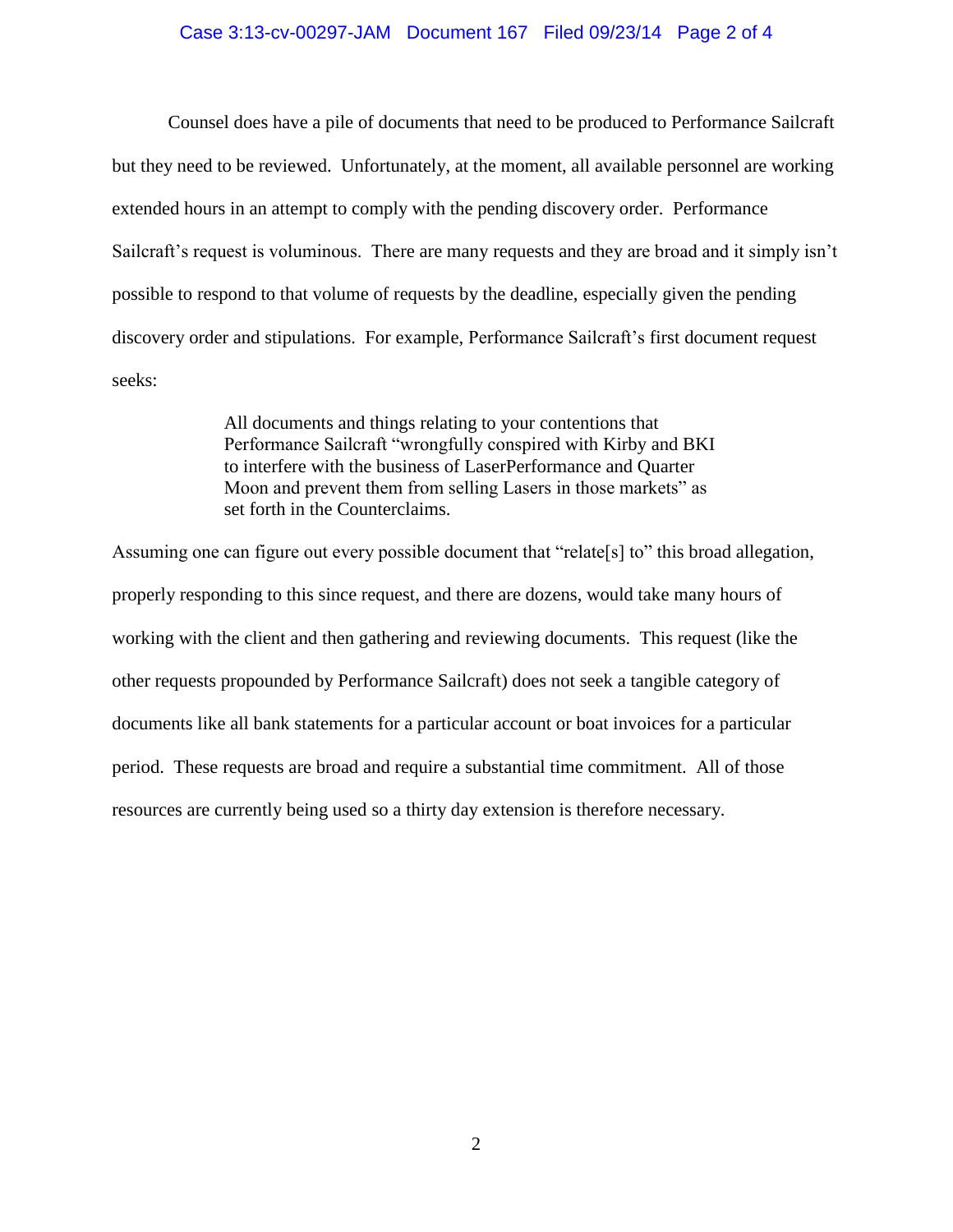Counsel does have a pile of documents that need to be produced to Performance Sailcraft but they need to be reviewed. Unfortunately, at the moment, all available personnel are working extended hours in an attempt to comply with the pending discovery order. Performance Sailcraft's request is voluminous. There are many requests and they are broad and it simply isn't possible to respond to that volume of requests by the deadline, especially given the pending discovery order and stipulations. For example, Performance Sailcraft's first document request seeks:

> All documents and things relating to your contentions that Performance Sailcraft "wrongfully conspired with Kirby and BKI to interfere with the business of LaserPerformance and Quarter Moon and prevent them from selling Lasers in those markets" as set forth in the Counterclaims.

Assuming one can figure out every possible document that "relate[s] to" this broad allegation, properly responding to this since request, and there are dozens, would take many hours of working with the client and then gathering and reviewing documents. This request (like the other requests propounded by Performance Sailcraft) does not seek a tangible category of documents like all bank statements for a particular account or boat invoices for a particular period. These requests are broad and require a substantial time commitment. All of those resources are currently being used so a thirty day extension is therefore necessary.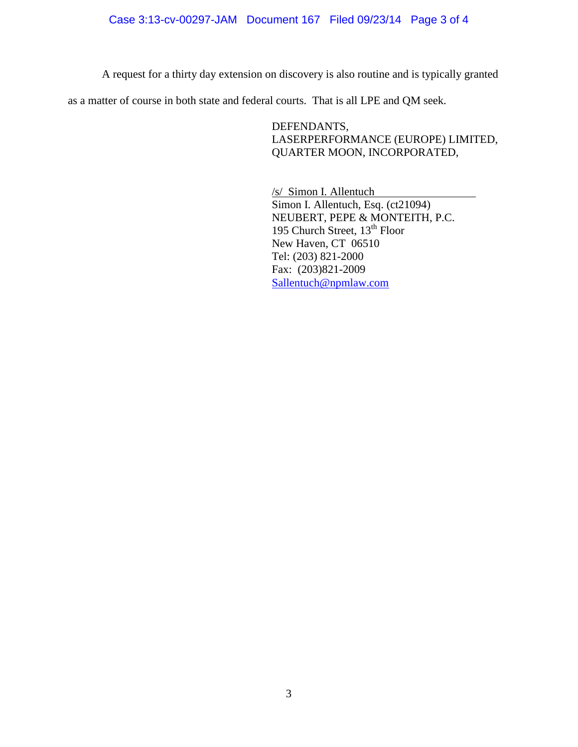A request for a thirty day extension on discovery is also routine and is typically granted as a matter of course in both state and federal courts. That is all LPE and QM seek.

DEFENDANTS,
LASERPERFORMANCE (EUROPE) LIMITED,
QUARTER MOON, INCORPORATED,

/s/ Simon I. Allentuch
Simon I. Allentuch, Esq. (ct21094)
NEUBERT, PEPE & MONTEITH, P.C.
195 Church Street, 13th Floor
New Haven, CT 06510
Tel: (203) 821-2000
Fax: (203)821-2009
Sallentuch@npmlaw.com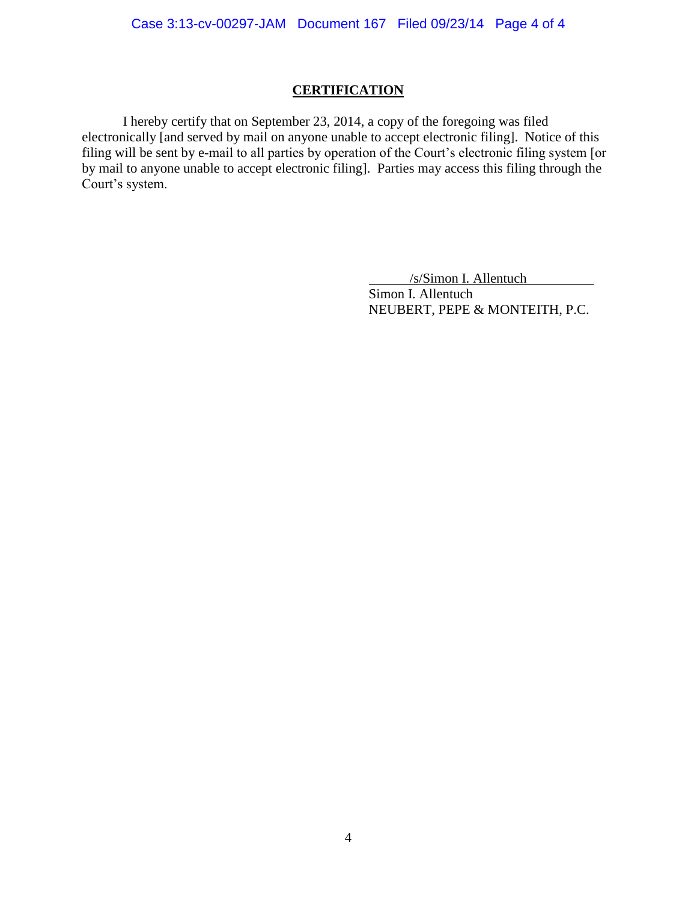## CERTIFICATION

I hereby certify that on September 23, 2014, a copy of the foregoing was filed electronically [and served by mail on anyone unable to accept electronic filing]. Notice of this filing will be sent by e-mail to all parties by operation of the Court's electronic filing system [or by mail to anyone unable to accept electronic filing]. Parties may access this filing through the Court's system.

/s/Simon I. Allentuch  
Simon I. Allentuch  
NEUBERT, PEPE & MONTEITH, P.C.